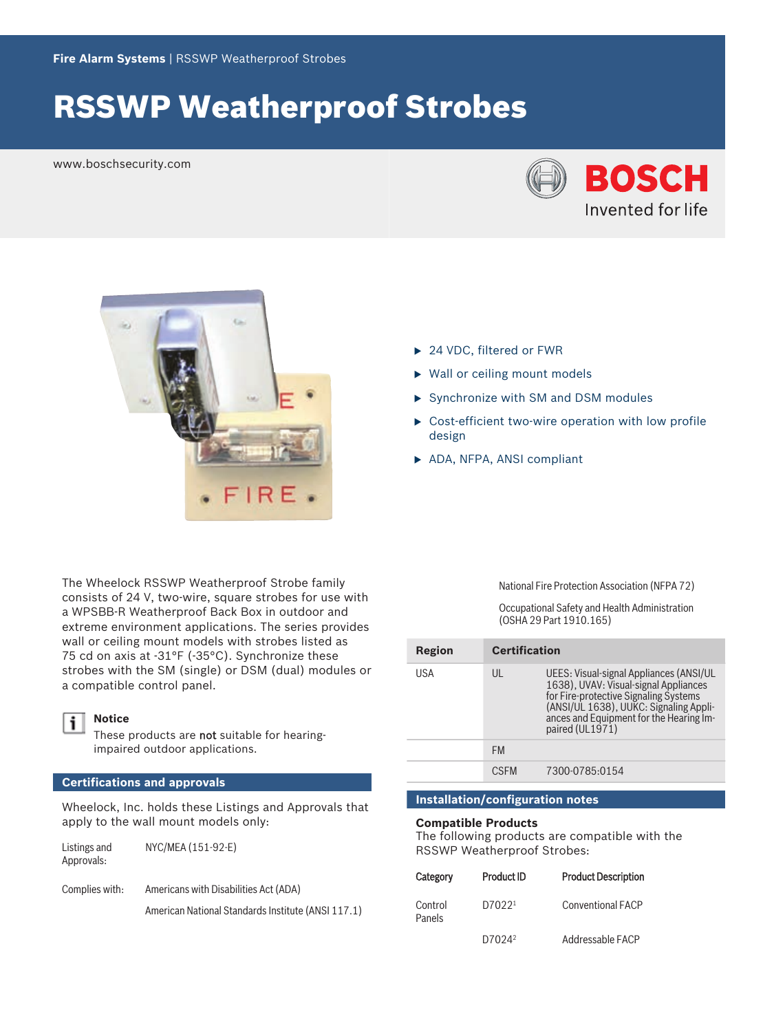Fire Alarm Systems | RSSWP Weatherproof Strobes

# RSSWP Weatherproof Strobes

www.boschsecurity.com

BOSCH
Invented for life

- 24 VDC, filtered or FWR
- Wall or ceiling mount models
- Synchronize with SM and DSM modules
- Cost-efficient two-wire operation with low profile design
- ADA, NFPA, ANSI compliant

The Wheelock RSSWP Weatherproof Strobe family consists of 24 V, two-wire, square strobes for use with a WPSBB-R Weatherproof Back Box in outdoor and extreme environment applications. The series provides wall or ceiling mount models with strobes listed as 75 cd on axis at -31°F (-35°C). Synchronize these strobes with the SM (single) or DSM (dual) modules or a compatible control panel.

> **Notice**
> These products are **not** suitable for hearing-impaired outdoor applications.

## Certifications and approvals

Wheelock, Inc. holds these Listings and Approvals that apply to the wall mount models only:

| | |
|---|---|
| Listings and Approvals: | NYC/MEA (151-92-E) |
| Complies with: | Americans with Disabilities Act (ADA) |
| | American National Standards Institute (ANSI 117.1) |
| | National Fire Protection Association (NFPA 72) |
| | Occupational Safety and Health Administration (OSHA 29 Part 1910.165) |

| Region | Certification | |
|---|---|---|
| USA | UL | UEES: Visual-signal Appliances (ANSI/UL 1638), UVAV: Visual-signal Appliances for Fire-protective Signaling Systems (ANSI/UL 1638), UUKC: Signaling Appliances and Equipment for the Hearing Impaired (UL1971) |
| | FM | |
| | CSFM | 7300-0785:0154 |

## Installation/configuration notes

### Compatible Products

The following products are compatible with the RSSWP Weatherproof Strobes:

| Category | Product ID | Product Description |
|---|---|---|
| Control Panels | D7022[1] | Conventional FACP |
| | D7024[2] | Addressable FACP |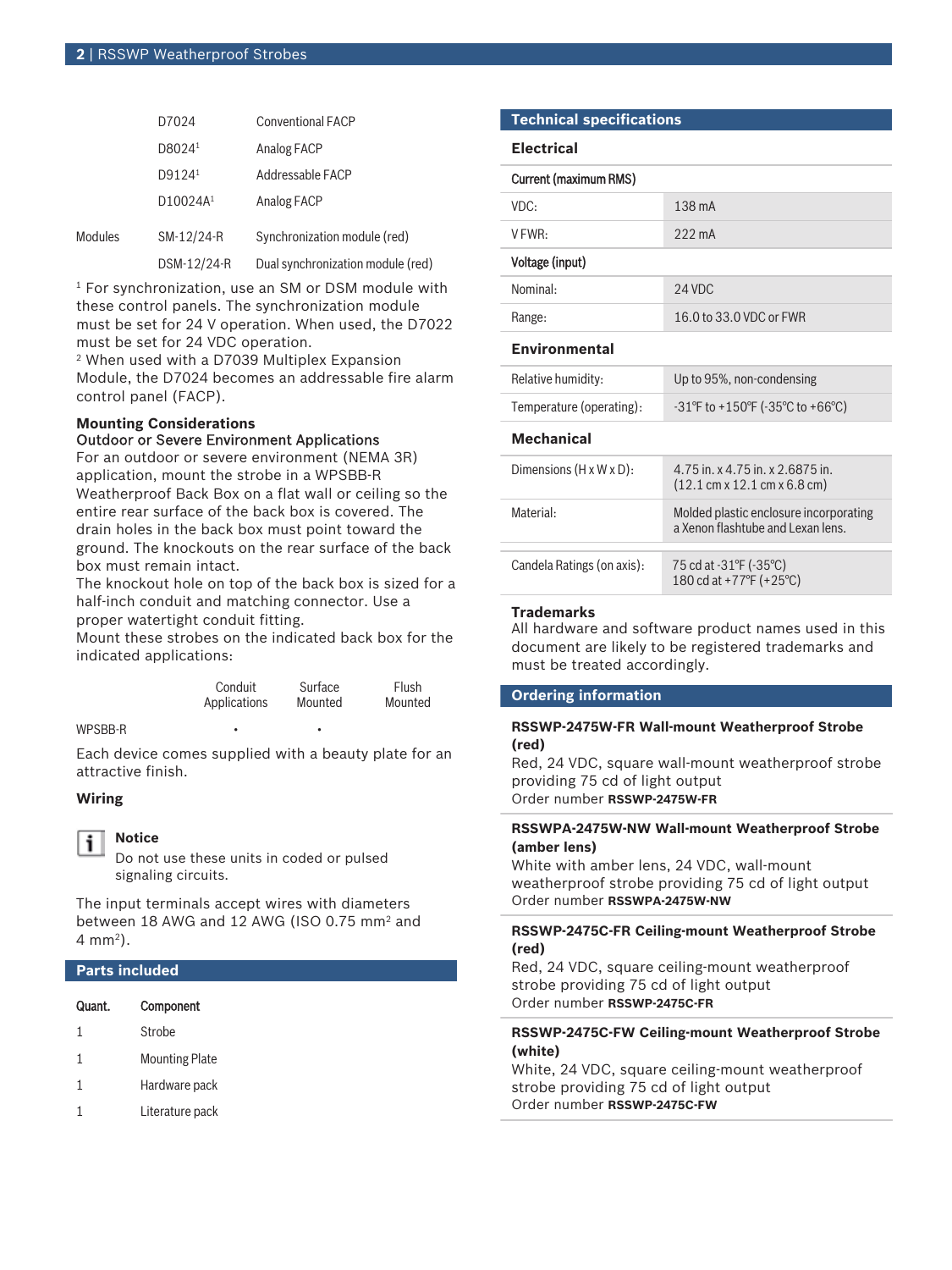| | | |
|---|---|---|
| | D7024 | Conventional FACP |
| | D8024[1] | Analog FACP |
| | D9124[1] | Addressable FACP |
| | D10024A[1] | Analog FACP |
| Modules | SM-12/24-R | Synchronization module (red) |
| | DSM-12/24-R | Dual synchronization module (red) |

[1] For synchronization, use an SM or DSM module with these control panels. The synchronization module must be set for 24 V operation. When used, the D7022 must be set for 24 VDC operation.
[2] When used with a D7039 Multiplex Expansion Module, the D7024 becomes an addressable fire alarm control panel (FACP).

**Mounting Considerations**
Outdoor or Severe Environment Applications
For an outdoor or severe environment (NEMA 3R) application, mount the strobe in a WPSBB-R Weatherproof Back Box on a flat wall or ceiling so the entire rear surface of the back box is covered. The drain holes in the back box must point toward the ground. The knockouts on the rear surface of the back box must remain intact.
The knockout hole on top of the back box is sized for a half-inch conduit and matching connector. Use a proper watertight conduit fitting.
Mount these strobes on the indicated back box for the indicated applications:

| | Conduit Applications | Surface Mounted | Flush Mounted |
|---|---|---|---|
| WPSBB-R | • | • | |

Each device comes supplied with a beauty plate for an attractive finish.

### Wiring

**Notice**
Do not use these units in coded or pulsed signaling circuits.

The input terminals accept wires with diameters between 18 AWG and 12 AWG (ISO 0.75 mm² and 4 mm²).

## Parts included

| Quant. | Component |
|---|---|
| 1 | Strobe |
| 1 | Mounting Plate |
| 1 | Hardware pack |
| 1 | Literature pack |

## Technical specifications

### Electrical

| **Current (maximum RMS)** | |
|---|---|
| VDC: | 138 mA |
| V FWR: | 222 mA |
| **Voltage (input)** | |
| Nominal: | 24 VDC |
| Range: | 16.0 to 33.0 VDC or FWR |

### Environmental

| | |
|---|---|
| Relative humidity: | Up to 95%, non-condensing |
| Temperature (operating): | -31°F to +150°F (-35°C to +66°C) |

### Mechanical

| | |
|---|---|
| Dimensions (H x W x D): | 4.75 in. x 4.75 in. x 2.6875 in. (12.1 cm x 12.1 cm x 6.8 cm) |
| Material: | Molded plastic enclosure incorporating a Xenon flashtube and Lexan lens. |
| Candela Ratings (on axis): | 75 cd at -31°F (-35°C)<br>180 cd at +77°F (+25°C) |

### Trademarks

All hardware and software product names used in this document are likely to be registered trademarks and must be treated accordingly.

## Ordering information

**RSSWP-2475W-FR Wall-mount Weatherproof Strobe (red)**
Red, 24 VDC, square wall-mount weatherproof strobe providing 75 cd of light output
Order number **RSSWP-2475W-FR**

**RSSWPA-2475W-NW Wall-mount Weatherproof Strobe (amber lens)**
White with amber lens, 24 VDC, wall-mount weatherproof strobe providing 75 cd of light output
Order number **RSSWPA-2475W-NW**

**RSSWP-2475C-FR Ceiling-mount Weatherproof Strobe (red)**
Red, 24 VDC, square ceiling-mount weatherproof strobe providing 75 cd of light output
Order number **RSSWP-2475C-FR**

**RSSWP-2475C-FW Ceiling-mount Weatherproof Strobe (white)**
White, 24 VDC, square ceiling-mount weatherproof strobe providing 75 cd of light output
Order number **RSSWP-2475C-FW**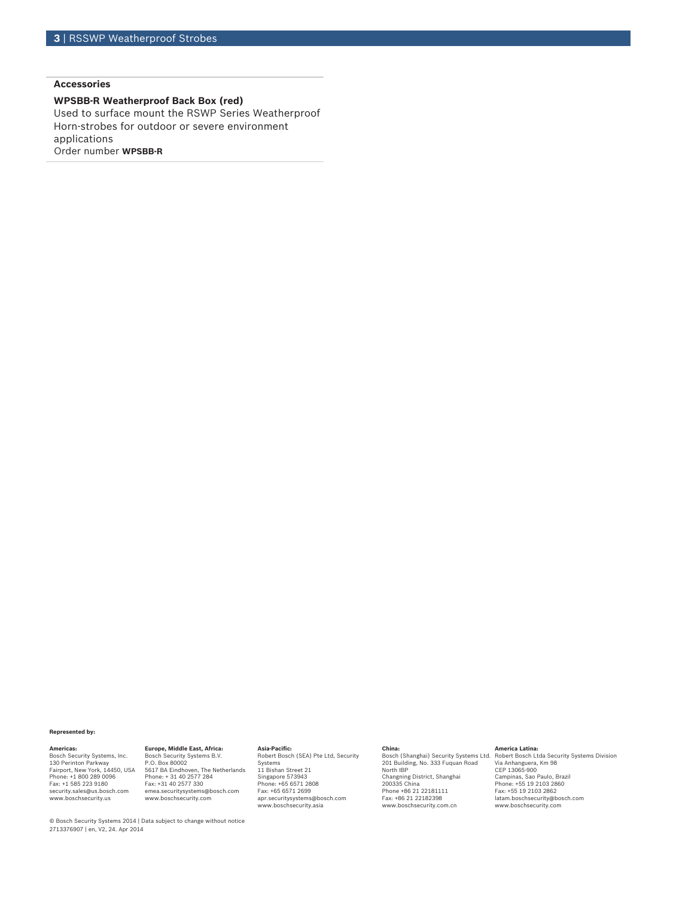## Accessories

**WPSBB-R Weatherproof Back Box (red)**

Used to surface mount the RSWP Series Weatherproof Horn-strobes for outdoor or severe environment applications

Order number **WPSBB-R**

**Represented by:**

**Americas:**
Bosch Security Systems, Inc.
130 Perinton Parkway
Fairport, New York, 14450, USA
Phone: +1 800 289 0096
Fax: +1 585 223 9180
security.sales@us.bosch.com
www.boschsecurity.us

**Europe, Middle East, Africa:**
Bosch Security Systems B.V.
P.O. Box 80002
5617 BA Eindhoven, The Netherlands
Phone: + 31 40 2577 284
Fax: +31 40 2577 330
emea.securitysystems@bosch.com
www.boschsecurity.com

**Asia-Pacific:**
Robert Bosch (SEA) Pte Ltd, Security Systems
11 Bishan Street 21
Singapore 573943
Phone: +65 6571 2808
Fax: +65 6571 2699
apr.securitysystems@bosch.com
www.boschsecurity.asia

**China:**
Bosch (Shanghai) Security Systems Ltd.
201 Building, No. 333 Fuquan Road
North IBP
Changning District, Shanghai
200335 China
Phone +86 21 22181111
Fax: +86 21 22182398
www.boschsecurity.com.cn

**America Latina:**
Robert Bosch Ltda Security Systems Division
Via Anhanguera, Km 98
CEP 13065-900
Campinas, Sao Paulo, Brazil
Phone: +55 19 2103 2860
Fax: +55 19 2103 2862
latam.boschsecurity@bosch.com
www.boschsecurity.com

© Bosch Security Systems 2014 | Data subject to change without notice
2713376907 | en, V2, 24. Apr 2014